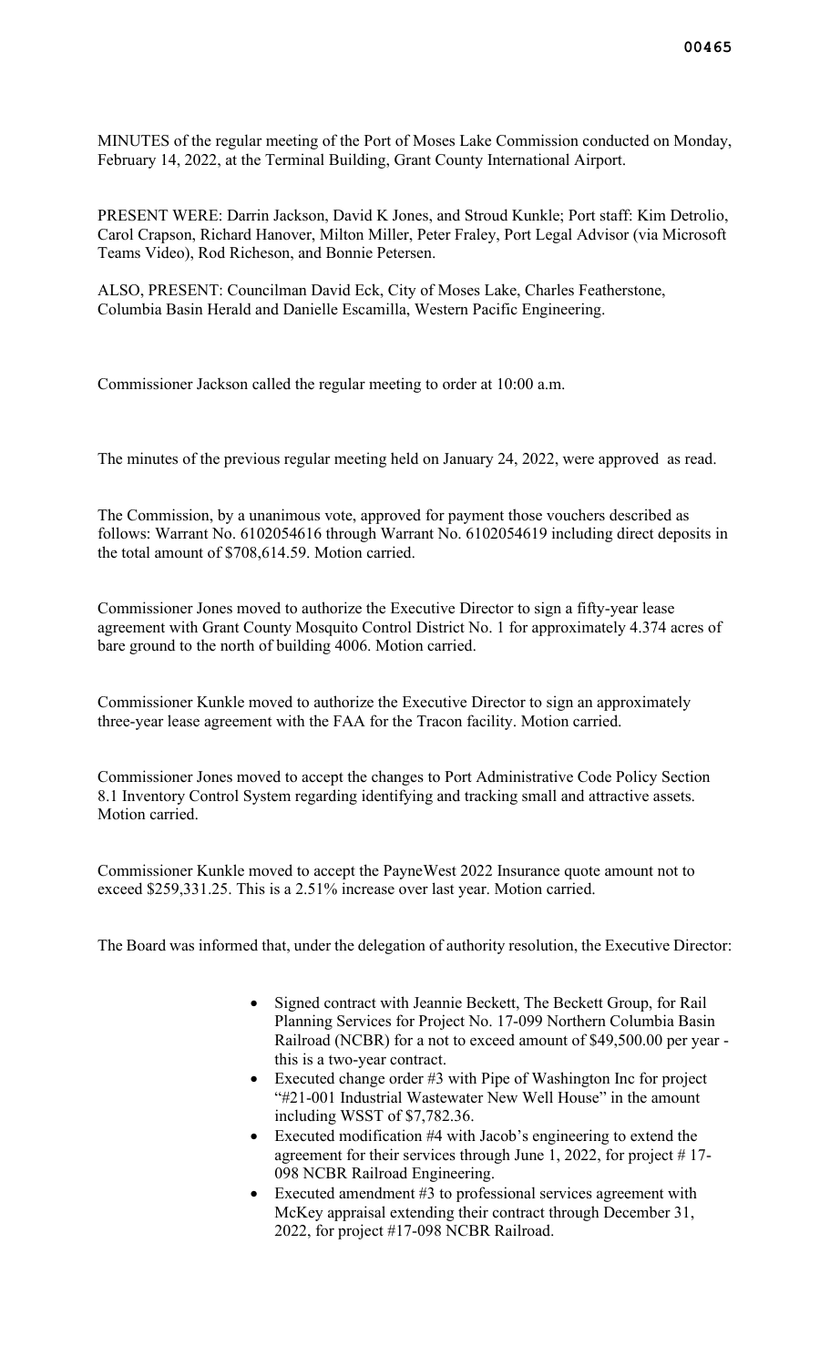MINUTES of the regular meeting of the Port of Moses Lake Commission conducted on Monday, February 14, 2022, at the Terminal Building, Grant County International Airport.

PRESENT WERE: Darrin Jackson, David K Jones, and Stroud Kunkle; Port staff: Kim Detrolio, Carol Crapson, Richard Hanover, Milton Miller, Peter Fraley, Port Legal Advisor (via Microsoft Teams Video), Rod Richeson, and Bonnie Petersen.

ALSO, PRESENT: Councilman David Eck, City of Moses Lake, Charles Featherstone, Columbia Basin Herald and Danielle Escamilla, Western Pacific Engineering.

Commissioner Jackson called the regular meeting to order at 10:00 a.m.

The minutes of the previous regular meeting held on January 24, 2022, were approved as read.

The Commission, by a unanimous vote, approved for payment those vouchers described as follows: Warrant No. 6102054616 through Warrant No. 6102054619 including direct deposits in the total amount of $708,614.59. Motion carried.

Commissioner Jones moved to authorize the Executive Director to sign a fifty-year lease agreement with Grant County Mosquito Control District No. 1 for approximately 4.374 acres of bare ground to the north of building 4006. Motion carried.

Commissioner Kunkle moved to authorize the Executive Director to sign an approximately three-year lease agreement with the FAA for the Tracon facility. Motion carried.

Commissioner Jones moved to accept the changes to Port Administrative Code Policy Section 8.1 Inventory Control System regarding identifying and tracking small and attractive assets. Motion carried.

Commissioner Kunkle moved to accept the PayneWest 2022 Insurance quote amount not to exceed $259,331.25. This is a 2.51% increase over last year. Motion carried.

The Board was informed that, under the delegation of authority resolution, the Executive Director:

- Signed contract with Jeannie Beckett, The Beckett Group, for Rail Planning Services for Project No. 17-099 Northern Columbia Basin Railroad (NCBR) for a not to exceed amount of $49,500.00 per year - this is a two-year contract.
- Executed change order #3 with Pipe of Washington Inc for project "#21-001 Industrial Wastewater New Well House" in the amount including WSST of $7,782.36.
- Executed modification #4 with Jacob's engineering to extend the agreement for their services through June 1, 2022, for project # 17-098 NCBR Railroad Engineering.
- Executed amendment #3 to professional services agreement with McKey appraisal extending their contract through December 31, 2022, for project #17-098 NCBR Railroad.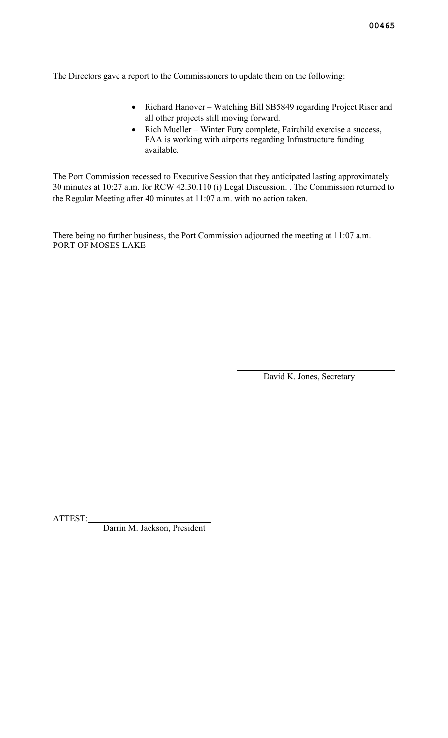The Directors gave a report to the Commissioners to update them on the following:

- Richard Hanover – Watching Bill SB5849 regarding Project Riser and all other projects still moving forward.
- Rich Mueller – Winter Fury complete, Fairchild exercise a success, FAA is working with airports regarding Infrastructure funding available.

The Port Commission recessed to Executive Session that they anticipated lasting approximately 30 minutes at 10:27 a.m. for RCW 42.30.110 (i) Legal Discussion. . The Commission returned to the Regular Meeting after 40 minutes at 11:07 a.m. with no action taken.

There being no further business, the Port Commission adjourned the meeting at 11:07 a.m.
PORT OF MOSES LAKE

\_\_\_\_\_\_\_\_\_\_\_\_\_\_\_\_\_\_\_\_\_\_\_\_\_\_\_\_\_\_\_\_
David K. Jones, Secretary

ATTEST:\_\_\_\_\_\_\_\_\_\_\_\_\_\_\_\_\_\_\_\_\_\_\_\_\_\_\_\_
Darrin M. Jackson, President